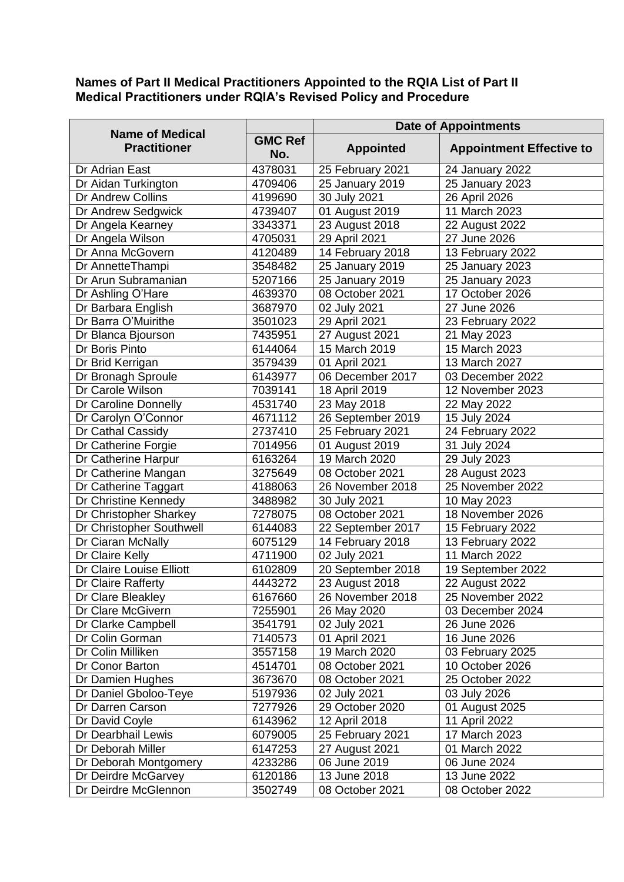**Names of Part II Medical Practitioners Appointed to the RQIA List of Part II Medical Practitioners under RQIA's Revised Policy and Procedure**

| Name of Medical Practitioner | GMC Ref No. | Date of Appointments | |
|---|---|---|---|
| | | Appointed | Appointment Effective to |
| Dr Adrian East | 4378031 | 25 February 2021 | 24 January 2022 |
| Dr Aidan Turkington | 4709406 | 25 January 2019 | 25 January 2023 |
| Dr Andrew Collins | 4199690 | 30 July 2021 | 26 April 2026 |
| Dr Andrew Sedgwick | 4739407 | 01 August 2019 | 11 March 2023 |
| Dr Angela Kearney | 3343371 | 23 August 2018 | 22 August 2022 |
| Dr Angela Wilson | 4705031 | 29 April 2021 | 27 June 2026 |
| Dr Anna McGovern | 4120489 | 14 February 2018 | 13 February 2022 |
| Dr AnnetteThampi | 3548482 | 25 January 2019 | 25 January 2023 |
| Dr Arun Subramanian | 5207166 | 25 January 2019 | 25 January 2023 |
| Dr Ashling O'Hare | 4639370 | 08 October 2021 | 17 October 2026 |
| Dr Barbara English | 3687970 | 02 July 2021 | 27 June 2026 |
| Dr Barra O'Muirithe | 3501023 | 29 April 2021 | 23 February 2022 |
| Dr Blanca Bjourson | 7435951 | 27 August 2021 | 21 May 2023 |
| Dr Boris Pinto | 6144064 | 15 March 2019 | 15 March 2023 |
| Dr Brid Kerrigan | 3579439 | 01 April 2021 | 13 March 2027 |
| Dr Bronagh Sproule | 6143977 | 06 December 2017 | 03 December 2022 |
| Dr Carole Wilson | 7039141 | 18 April 2019 | 12 November 2023 |
| Dr Caroline Donnelly | 4531740 | 23 May 2018 | 22 May 2022 |
| Dr Carolyn O'Connor | 4671112 | 26 September 2019 | 15 July 2024 |
| Dr Cathal Cassidy | 2737410 | 25 February 2021 | 24 February 2022 |
| Dr Catherine Forgie | 7014956 | 01 August 2019 | 31 July 2024 |
| Dr Catherine Harpur | 6163264 | 19 March 2020 | 29 July 2023 |
| Dr Catherine Mangan | 3275649 | 08 October 2021 | 28 August 2023 |
| Dr Catherine Taggart | 4188063 | 26 November 2018 | 25 November 2022 |
| Dr Christine Kennedy | 3488982 | 30 July 2021 | 10 May 2023 |
| Dr Christopher Sharkey | 7278075 | 08 October 2021 | 18 November 2026 |
| Dr Christopher Southwell | 6144083 | 22 September 2017 | 15 February 2022 |
| Dr Ciaran McNally | 6075129 | 14 February 2018 | 13 February 2022 |
| Dr Claire Kelly | 4711900 | 02 July 2021 | 11 March 2022 |
| Dr Claire Louise Elliott | 6102809 | 20 September 2018 | 19 September 2022 |
| Dr Claire Rafferty | 4443272 | 23 August 2018 | 22 August 2022 |
| Dr Clare Bleakley | 6167660 | 26 November 2018 | 25 November 2022 |
| Dr Clare McGivern | 7255901 | 26 May 2020 | 03 December 2024 |
| Dr Clarke Campbell | 3541791 | 02 July 2021 | 26 June 2026 |
| Dr Colin Gorman | 7140573 | 01 April 2021 | 16 June 2026 |
| Dr Colin Milliken | 3557158 | 19 March 2020 | 03 February 2025 |
| Dr Conor Barton | 4514701 | 08 October 2021 | 10 October 2026 |
| Dr Damien Hughes | 3673670 | 08 October 2021 | 25 October 2022 |
| Dr Daniel Gboloo-Teye | 5197936 | 02 July 2021 | 03 July 2026 |
| Dr Darren Carson | 7277926 | 29 October 2020 | 01 August 2025 |
| Dr David Coyle | 6143962 | 12 April 2018 | 11 April 2022 |
| Dr Dearbhail Lewis | 6079005 | 25 February 2021 | 17 March 2023 |
| Dr Deborah Miller | 6147253 | 27 August 2021 | 01 March 2022 |
| Dr Deborah Montgomery | 4233286 | 06 June 2019 | 06 June 2024 |
| Dr Deirdre McGarvey | 6120186 | 13 June 2018 | 13 June 2022 |
| Dr Deirdre McGlennon | 3502749 | 08 October 2021 | 08 October 2022 |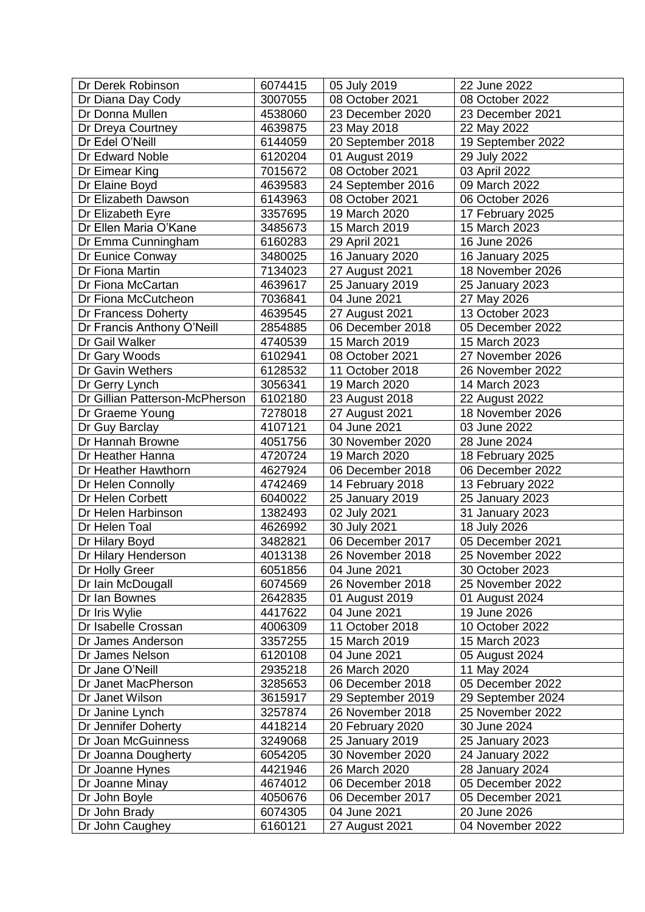| Dr Derek Robinson | 6074415 | 05 July 2019 | 22 June 2022 |
|---|---|---|---|
| Dr Diana Day Cody | 3007055 | 08 October 2021 | 08 October 2022 |
| Dr Donna Mullen | 4538060 | 23 December 2020 | 23 December 2021 |
| Dr Dreya Courtney | 4639875 | 23 May 2018 | 22 May 2022 |
| Dr Edel O'Neill | 6144059 | 20 September 2018 | 19 September 2022 |
| Dr Edward Noble | 6120204 | 01 August 2019 | 29 July 2022 |
| Dr Eimear King | 7015672 | 08 October 2021 | 03 April 2022 |
| Dr Elaine Boyd | 4639583 | 24 September 2016 | 09 March 2022 |
| Dr Elizabeth Dawson | 6143963 | 08 October 2021 | 06 October 2026 |
| Dr Elizabeth Eyre | 3357695 | 19 March 2020 | 17 February 2025 |
| Dr Ellen Maria O'Kane | 3485673 | 15 March 2019 | 15 March 2023 |
| Dr Emma Cunningham | 6160283 | 29 April 2021 | 16 June 2026 |
| Dr Eunice Conway | 3480025 | 16 January 2020 | 16 January 2025 |
| Dr Fiona Martin | 7134023 | 27 August 2021 | 18 November 2026 |
| Dr Fiona McCartan | 4639617 | 25 January 2019 | 25 January 2023 |
| Dr Fiona McCutcheon | 7036841 | 04 June 2021 | 27 May 2026 |
| Dr Francess Doherty | 4639545 | 27 August 2021 | 13 October 2023 |
| Dr Francis Anthony O'Neill | 2854885 | 06 December 2018 | 05 December 2022 |
| Dr Gail Walker | 4740539 | 15 March 2019 | 15 March 2023 |
| Dr Gary Woods | 6102941 | 08 October 2021 | 27 November 2026 |
| Dr Gavin Wethers | 6128532 | 11 October 2018 | 26 November 2022 |
| Dr Gerry Lynch | 3056341 | 19 March 2020 | 14 March 2023 |
| Dr Gillian Patterson-McPherson | 6102180 | 23 August 2018 | 22 August 2022 |
| Dr Graeme Young | 7278018 | 27 August 2021 | 18 November 2026 |
| Dr Guy Barclay | 4107121 | 04 June 2021 | 03 June 2022 |
| Dr Hannah Browne | 4051756 | 30 November 2020 | 28 June 2024 |
| Dr Heather Hanna | 4720724 | 19 March 2020 | 18 February 2025 |
| Dr Heather Hawthorn | 4627924 | 06 December 2018 | 06 December 2022 |
| Dr Helen Connolly | 4742469 | 14 February 2018 | 13 February 2022 |
| Dr Helen Corbett | 6040022 | 25 January 2019 | 25 January 2023 |
| Dr Helen Harbinson | 1382493 | 02 July 2021 | 31 January 2023 |
| Dr Helen Toal | 4626992 | 30 July 2021 | 18 July 2026 |
| Dr Hilary Boyd | 3482821 | 06 December 2017 | 05 December 2021 |
| Dr Hilary Henderson | 4013138 | 26 November 2018 | 25 November 2022 |
| Dr Holly Greer | 6051856 | 04 June 2021 | 30 October 2023 |
| Dr Iain McDougall | 6074569 | 26 November 2018 | 25 November 2022 |
| Dr Ian Bownes | 2642835 | 01 August 2019 | 01 August 2024 |
| Dr Iris Wylie | 4417622 | 04 June 2021 | 19 June 2026 |
| Dr Isabelle Crossan | 4006309 | 11 October 2018 | 10 October 2022 |
| Dr James Anderson | 3357255 | 15 March 2019 | 15 March 2023 |
| Dr James Nelson | 6120108 | 04 June 2021 | 05 August 2024 |
| Dr Jane O'Neill | 2935218 | 26 March 2020 | 11 May 2024 |
| Dr Janet MacPherson | 3285653 | 06 December 2018 | 05 December 2022 |
| Dr Janet Wilson | 3615917 | 29 September 2019 | 29 September 2024 |
| Dr Janine Lynch | 3257874 | 26 November 2018 | 25 November 2022 |
| Dr Jennifer Doherty | 4418214 | 20 February 2020 | 30 June 2024 |
| Dr Joan McGuinness | 3249068 | 25 January 2019 | 25 January 2023 |
| Dr Joanna Dougherty | 6054205 | 30 November 2020 | 24 January 2022 |
| Dr Joanne Hynes | 4421946 | 26 March 2020 | 28 January 2024 |
| Dr Joanne Minay | 4674012 | 06 December 2018 | 05 December 2022 |
| Dr John Boyle | 4050676 | 06 December 2017 | 05 December 2021 |
| Dr John Brady | 6074305 | 04 June 2021 | 20 June 2026 |
| Dr John Caughey | 6160121 | 27 August 2021 | 04 November 2022 |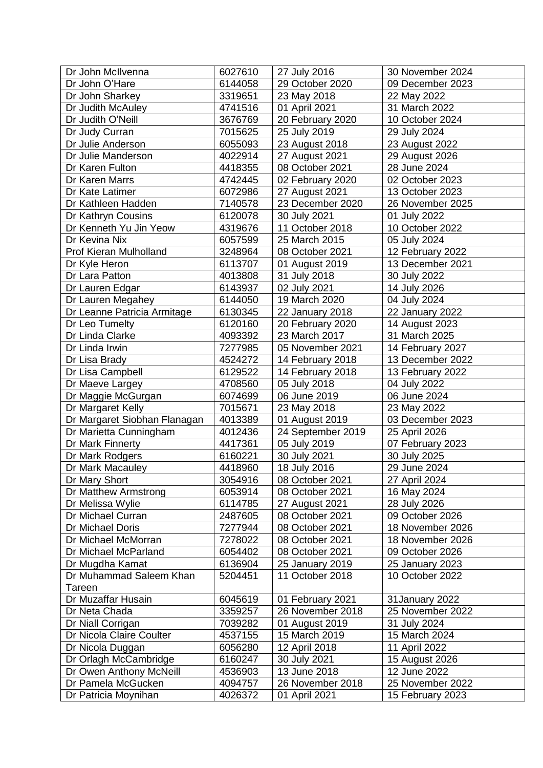| | | | |
|---|---|---|---|
| Dr John McIlvenna | 6027610 | 27 July 2016 | 30 November 2024 |
| Dr John O'Hare | 6144058 | 29 October 2020 | 09 December 2023 |
| Dr John Sharkey | 3319651 | 23 May 2018 | 22 May 2022 |
| Dr Judith McAuley | 4741516 | 01 April 2021 | 31 March 2022 |
| Dr Judith O'Neill | 3676769 | 20 February 2020 | 10 October 2024 |
| Dr Judy Curran | 7015625 | 25 July 2019 | 29 July 2024 |
| Dr Julie Anderson | 6055093 | 23 August 2018 | 23 August 2022 |
| Dr Julie Manderson | 4022914 | 27 August 2021 | 29 August 2026 |
| Dr Karen Fulton | 4418355 | 08 October 2021 | 28 June 2024 |
| Dr Karen Marrs | 4742445 | 02 February 2020 | 02 October 2023 |
| Dr Kate Latimer | 6072986 | 27 August 2021 | 13 October 2023 |
| Dr Kathleen Hadden | 7140578 | 23 December 2020 | 26 November 2025 |
| Dr Kathryn Cousins | 6120078 | 30 July 2021 | 01 July 2022 |
| Dr Kenneth Yu Jin Yeow | 4319676 | 11 October 2018 | 10 October 2022 |
| Dr Kevina Nix | 6057599 | 25 March 2015 | 05 July 2024 |
| Prof Kieran Mulholland | 3248964 | 08 October 2021 | 12 February 2022 |
| Dr Kyle Heron | 6113707 | 01 August 2019 | 13 December 2021 |
| Dr Lara Patton | 4013808 | 31 July 2018 | 30 July 2022 |
| Dr Lauren Edgar | 6143937 | 02 July 2021 | 14 July 2026 |
| Dr Lauren Megahey | 6144050 | 19 March 2020 | 04 July 2024 |
| Dr Leanne Patricia Armitage | 6130345 | 22 January 2018 | 22 January 2022 |
| Dr Leo Tumelty | 6120160 | 20 February 2020 | 14 August 2023 |
| Dr Linda Clarke | 4093392 | 23 March 2017 | 31 March 2025 |
| Dr Linda Irwin | 7277985 | 05 November 2021 | 14 February 2027 |
| Dr Lisa Brady | 4524272 | 14 February 2018 | 13 December 2022 |
| Dr Lisa Campbell | 6129522 | 14 February 2018 | 13 February 2022 |
| Dr Maeve Largey | 4708560 | 05 July 2018 | 04 July 2022 |
| Dr Maggie McGurgan | 6074699 | 06 June 2019 | 06 June 2024 |
| Dr Margaret Kelly | 7015671 | 23 May 2018 | 23 May 2022 |
| Dr Margaret Siobhan Flanagan | 4013389 | 01 August 2019 | 03 December 2023 |
| Dr Marietta Cunningham | 4012436 | 24 September 2019 | 25 April 2026 |
| Dr Mark Finnerty | 4417361 | 05 July 2019 | 07 February 2023 |
| Dr Mark Rodgers | 6160221 | 30 July 2021 | 30 July 2025 |
| Dr Mark Macauley | 4418960 | 18 July 2016 | 29 June 2024 |
| Dr Mary Short | 3054916 | 08 October 2021 | 27 April 2024 |
| Dr Matthew Armstrong | 6053914 | 08 October 2021 | 16 May 2024 |
| Dr Melissa Wylie | 6114785 | 27 August 2021 | 28 July 2026 |
| Dr Michael Curran | 2487605 | 08 October 2021 | 09 October 2026 |
| Dr Michael Doris | 7277944 | 08 October 2021 | 18 November 2026 |
| Dr Michael McMorran | 7278022 | 08 October 2021 | 18 November 2026 |
| Dr Michael McParland | 6054402 | 08 October 2021 | 09 October 2026 |
| Dr Mugdha Kamat | 6136904 | 25 January 2019 | 25 January 2023 |
| Dr Muhammad Saleem Khan Tareen | 5204451 | 11 October 2018 | 10 October 2022 |
| Dr Muzaffar Husain | 6045619 | 01 February 2021 | 31January 2022 |
| Dr Neta Chada | 3359257 | 26 November 2018 | 25 November 2022 |
| Dr Niall Corrigan | 7039282 | 01 August 2019 | 31 July 2024 |
| Dr Nicola Claire Coulter | 4537155 | 15 March 2019 | 15 March 2024 |
| Dr Nicola Duggan | 6056280 | 12 April 2018 | 11 April 2022 |
| Dr Orlagh McCambridge | 6160247 | 30 July 2021 | 15 August 2026 |
| Dr Owen Anthony McNeill | 4536903 | 13 June 2018 | 12 June 2022 |
| Dr Pamela McGucken | 4094757 | 26 November 2018 | 25 November 2022 |
| Dr Patricia Moynihan | 4026372 | 01 April 2021 | 15 February 2023 |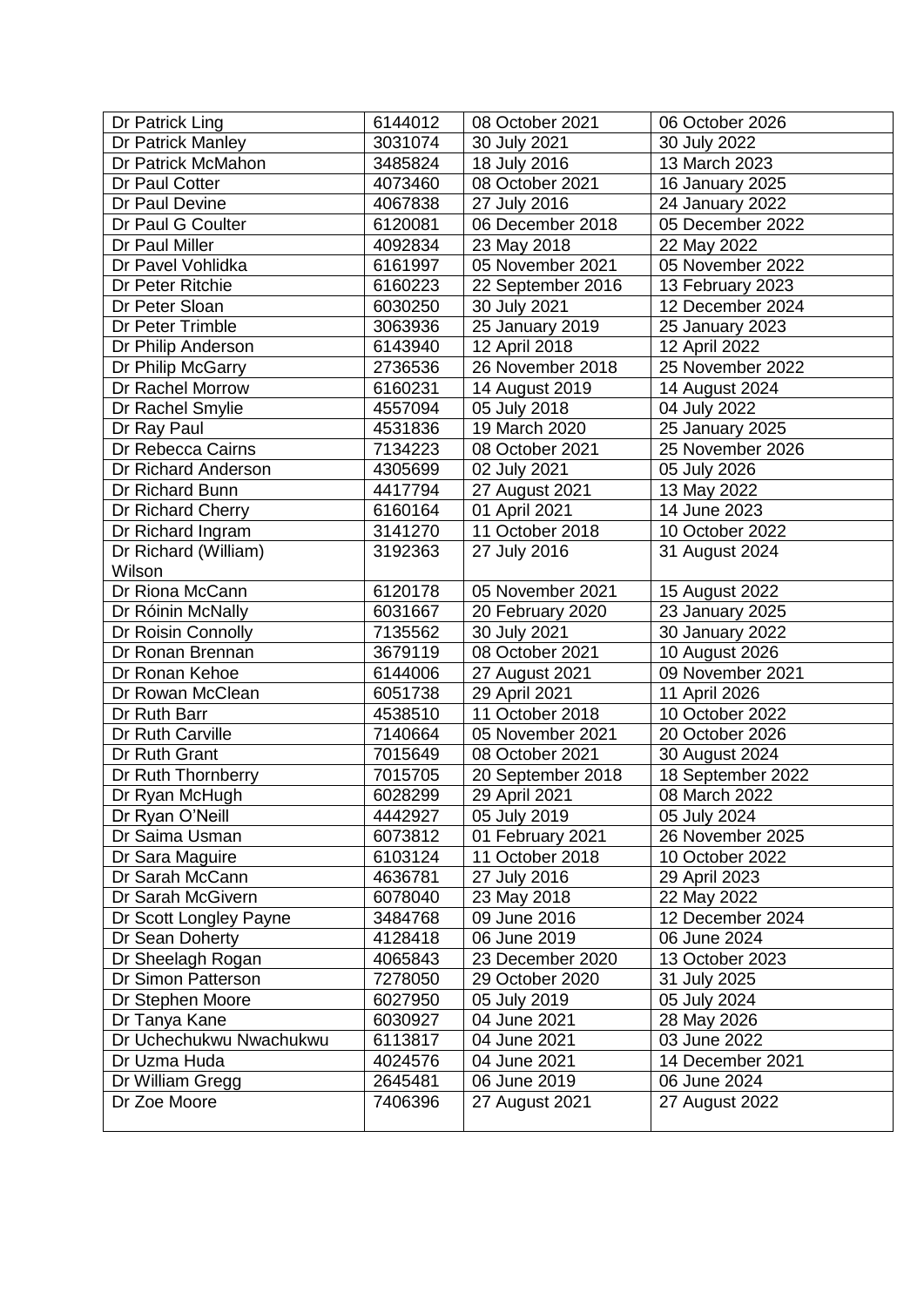| | | | |
|---|---|---|---|
| Dr Patrick Ling | 6144012 | 08 October 2021 | 06 October 2026 |
| Dr Patrick Manley | 3031074 | 30 July 2021 | 30 July 2022 |
| Dr Patrick McMahon | 3485824 | 18 July 2016 | 13 March 2023 |
| Dr Paul Cotter | 4073460 | 08 October 2021 | 16 January 2025 |
| Dr Paul Devine | 4067838 | 27 July 2016 | 24 January 2022 |
| Dr Paul G Coulter | 6120081 | 06 December 2018 | 05 December 2022 |
| Dr Paul Miller | 4092834 | 23 May 2018 | 22 May 2022 |
| Dr Pavel Vohlidka | 6161997 | 05 November 2021 | 05 November 2022 |
| Dr Peter Ritchie | 6160223 | 22 September 2016 | 13 February 2023 |
| Dr Peter Sloan | 6030250 | 30 July 2021 | 12 December 2024 |
| Dr Peter Trimble | 3063936 | 25 January 2019 | 25 January 2023 |
| Dr Philip Anderson | 6143940 | 12 April 2018 | 12 April 2022 |
| Dr Philip McGarry | 2736536 | 26 November 2018 | 25 November 2022 |
| Dr Rachel Morrow | 6160231 | 14 August 2019 | 14 August 2024 |
| Dr Rachel Smylie | 4557094 | 05 July 2018 | 04 July 2022 |
| Dr Ray Paul | 4531836 | 19 March 2020 | 25 January 2025 |
| Dr Rebecca Cairns | 7134223 | 08 October 2021 | 25 November 2026 |
| Dr Richard Anderson | 4305699 | 02 July 2021 | 05 July 2026 |
| Dr Richard Bunn | 4417794 | 27 August 2021 | 13 May 2022 |
| Dr Richard Cherry | 6160164 | 01 April 2021 | 14 June 2023 |
| Dr Richard Ingram | 3141270 | 11 October 2018 | 10 October 2022 |
| Dr Richard (William) Wilson | 3192363 | 27 July 2016 | 31 August 2024 |
| Dr Riona McCann | 6120178 | 05 November 2021 | 15 August 2022 |
| Dr Róinin McNally | 6031667 | 20 February 2020 | 23 January 2025 |
| Dr Roisin Connolly | 7135562 | 30 July 2021 | 30 January 2022 |
| Dr Ronan Brennan | 3679119 | 08 October 2021 | 10 August 2026 |
| Dr Ronan Kehoe | 6144006 | 27 August 2021 | 09 November 2021 |
| Dr Rowan McClean | 6051738 | 29 April 2021 | 11 April 2026 |
| Dr Ruth Barr | 4538510 | 11 October 2018 | 10 October 2022 |
| Dr Ruth Carville | 7140664 | 05 November 2021 | 20 October 2026 |
| Dr Ruth Grant | 7015649 | 08 October 2021 | 30 August 2024 |
| Dr Ruth Thornberry | 7015705 | 20 September 2018 | 18 September 2022 |
| Dr Ryan McHugh | 6028299 | 29 April 2021 | 08 March 2022 |
| Dr Ryan O'Neill | 4442927 | 05 July 2019 | 05 July 2024 |
| Dr Saima Usman | 6073812 | 01 February 2021 | 26 November 2025 |
| Dr Sara Maguire | 6103124 | 11 October 2018 | 10 October 2022 |
| Dr Sarah McCann | 4636781 | 27 July 2016 | 29 April 2023 |
| Dr Sarah McGivern | 6078040 | 23 May 2018 | 22 May 2022 |
| Dr Scott Longley Payne | 3484768 | 09 June 2016 | 12 December 2024 |
| Dr Sean Doherty | 4128418 | 06 June 2019 | 06 June 2024 |
| Dr Sheelagh Rogan | 4065843 | 23 December 2020 | 13 October 2023 |
| Dr Simon Patterson | 7278050 | 29 October 2020 | 31 July 2025 |
| Dr Stephen Moore | 6027950 | 05 July 2019 | 05 July 2024 |
| Dr Tanya Kane | 6030927 | 04 June 2021 | 28 May 2026 |
| Dr Uchechukwu Nwachukwu | 6113817 | 04 June 2021 | 03 June 2022 |
| Dr Uzma Huda | 4024576 | 04 June 2021 | 14 December 2021 |
| Dr William Gregg | 2645481 | 06 June 2019 | 06 June 2024 |
| Dr Zoe Moore | 7406396 | 27 August 2021 | 27 August 2022 |